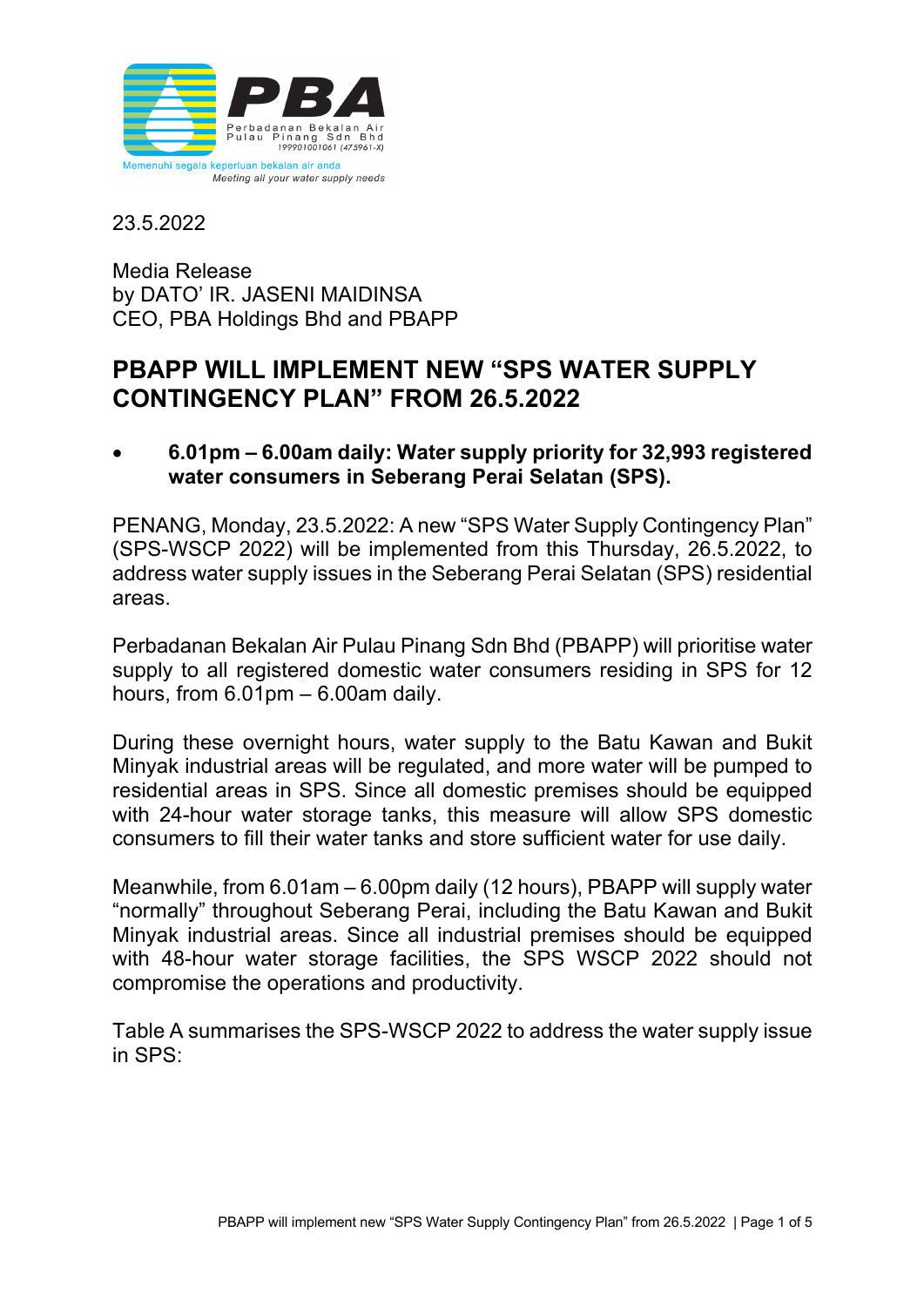Perbadanan Bekalan Air Pulau Pinang Sdn Bhd 199901001061 (475961-X)

Memenuhi segala keperluan bekalan air anda

*Meeting all your water supply needs*

23.5.2022

Media Release
by DATO' IR. JASENI MAIDINSA
CEO, PBA Holdings Bhd and PBAPP

# PBAPP WILL IMPLEMENT NEW "SPS WATER SUPPLY CONTINGENCY PLAN" FROM 26.5.2022

- **6.01pm – 6.00am daily: Water supply priority for 32,993 registered water consumers in Seberang Perai Selatan (SPS).**

PENANG, Monday, 23.5.2022: A new "SPS Water Supply Contingency Plan" (SPS-WSCP 2022) will be implemented from this Thursday, 26.5.2022, to address water supply issues in the Seberang Perai Selatan (SPS) residential areas.

Perbadanan Bekalan Air Pulau Pinang Sdn Bhd (PBAPP) will prioritise water supply to all registered domestic water consumers residing in SPS for 12 hours, from 6.01pm – 6.00am daily.

During these overnight hours, water supply to the Batu Kawan and Bukit Minyak industrial areas will be regulated, and more water will be pumped to residential areas in SPS. Since all domestic premises should be equipped with 24-hour water storage tanks, this measure will allow SPS domestic consumers to fill their water tanks and store sufficient water for use daily.

Meanwhile, from 6.01am – 6.00pm daily (12 hours), PBAPP will supply water "normally" throughout Seberang Perai, including the Batu Kawan and Bukit Minyak industrial areas. Since all industrial premises should be equipped with 48-hour water storage facilities, the SPS WSCP 2022 should not compromise the operations and productivity.

Table A summarises the SPS-WSCP 2022 to address the water supply issue in SPS: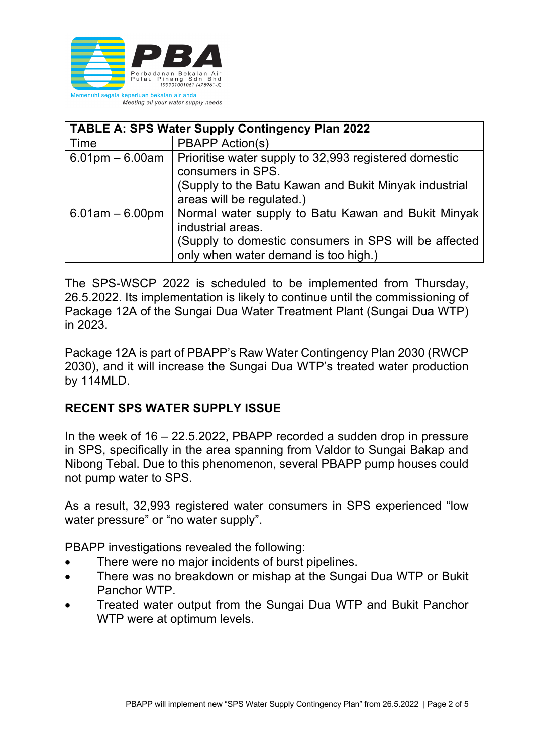| TABLE A: SPS Water Supply Contingency Plan 2022 | |
|---|---|
| Time | PBAPP Action(s) |
| 6.01pm – 6.00am | Prioritise water supply to 32,993 registered domestic consumers in SPS. (Supply to the Batu Kawan and Bukit Minyak industrial areas will be regulated.) |
| 6.01am – 6.00pm | Normal water supply to Batu Kawan and Bukit Minyak industrial areas. (Supply to domestic consumers in SPS will be affected only when water demand is too high.) |

The SPS-WSCP 2022 is scheduled to be implemented from Thursday, 26.5.2022. Its implementation is likely to continue until the commissioning of Package 12A of the Sungai Dua Water Treatment Plant (Sungai Dua WTP) in 2023.

Package 12A is part of PBAPP's Raw Water Contingency Plan 2030 (RWCP 2030), and it will increase the Sungai Dua WTP's treated water production by 114MLD.

**RECENT SPS WATER SUPPLY ISSUE**

In the week of 16 – 22.5.2022, PBAPP recorded a sudden drop in pressure in SPS, specifically in the area spanning from Valdor to Sungai Bakap and Nibong Tebal. Due to this phenomenon, several PBAPP pump houses could not pump water to SPS.

As a result, 32,993 registered water consumers in SPS experienced "low water pressure" or "no water supply".

PBAPP investigations revealed the following:

- There were no major incidents of burst pipelines.
- There was no breakdown or mishap at the Sungai Dua WTP or Bukit Panchor WTP.
- Treated water output from the Sungai Dua WTP and Bukit Panchor WTP were at optimum levels.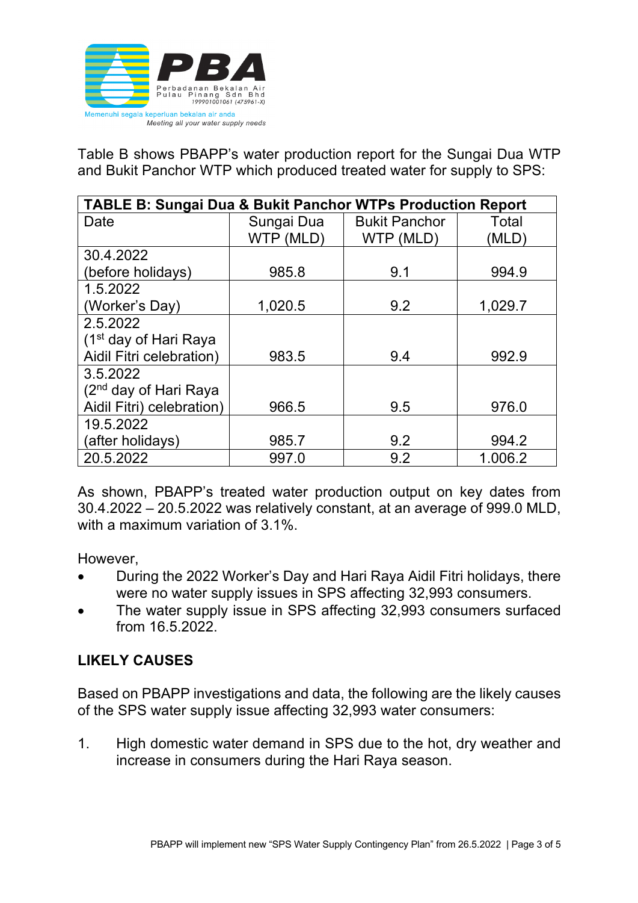Table B shows PBAPP's water production report for the Sungai Dua WTP and Bukit Panchor WTP which produced treated water for supply to SPS:

| TABLE B: Sungai Dua & Bukit Panchor WTPs Production Report | | | |
|---|---|---|---|
| Date | Sungai Dua WTP (MLD) | Bukit Panchor WTP (MLD) | Total (MLD) |
| 30.4.2022 (before holidays) | 985.8 | 9.1 | 994.9 |
| 1.5.2022 (Worker's Day) | 1,020.5 | 9.2 | 1,029.7 |
| 2.5.2022 (1st day of Hari Raya Aidil Fitri celebration) | 983.5 | 9.4 | 992.9 |
| 3.5.2022 (2nd day of Hari Raya Aidil Fitri) celebration) | 966.5 | 9.5 | 976.0 |
| 19.5.2022 (after holidays) | 985.7 | 9.2 | 994.2 |
| 20.5.2022 | 997.0 | 9.2 | 1.006.2 |

As shown, PBAPP's treated water production output on key dates from 30.4.2022 – 20.5.2022 was relatively constant, at an average of 999.0 MLD, with a maximum variation of 3.1%.

However,

- During the 2022 Worker's Day and Hari Raya Aidil Fitri holidays, there were no water supply issues in SPS affecting 32,993 consumers.
- The water supply issue in SPS affecting 32,993 consumers surfaced from 16.5.2022.

## LIKELY CAUSES

Based on PBAPP investigations and data, the following are the likely causes of the SPS water supply issue affecting 32,993 water consumers:

1. High domestic water demand in SPS due to the hot, dry weather and increase in consumers during the Hari Raya season.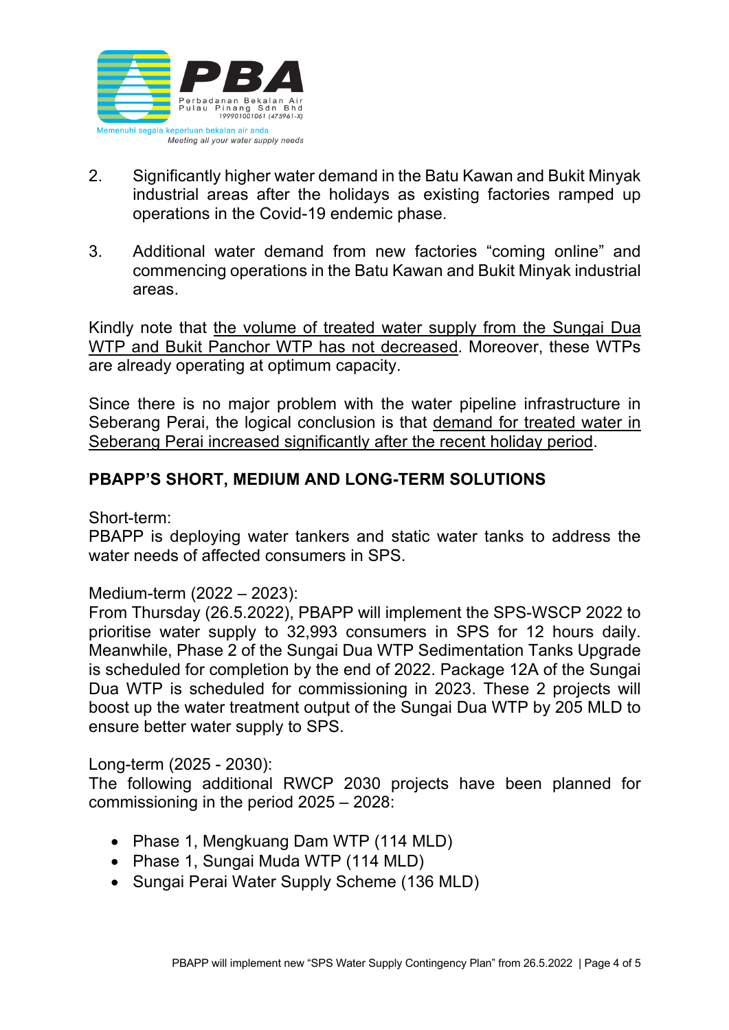2. Significantly higher water demand in the Batu Kawan and Bukit Minyak industrial areas after the holidays as existing factories ramped up operations in the Covid-19 endemic phase.

3. Additional water demand from new factories "coming online" and commencing operations in the Batu Kawan and Bukit Minyak industrial areas.

Kindly note that <u>the volume of treated water supply from the Sungai Dua WTP and Bukit Panchor WTP has not decreased</u>. Moreover, these WTPs are already operating at optimum capacity.

Since there is no major problem with the water pipeline infrastructure in Seberang Perai, the logical conclusion is that <u>demand for treated water in Seberang Perai increased significantly after the recent holiday period</u>.

## PBAPP'S SHORT, MEDIUM AND LONG-TERM SOLUTIONS

Short-term:
PBAPP is deploying water tankers and static water tanks to address the water needs of affected consumers in SPS.

Medium-term (2022 – 2023):
From Thursday (26.5.2022), PBAPP will implement the SPS-WSCP 2022 to prioritise water supply to 32,993 consumers in SPS for 12 hours daily. Meanwhile, Phase 2 of the Sungai Dua WTP Sedimentation Tanks Upgrade is scheduled for completion by the end of 2022. Package 12A of the Sungai Dua WTP is scheduled for commissioning in 2023. These 2 projects will boost up the water treatment output of the Sungai Dua WTP by 205 MLD to ensure better water supply to SPS.

Long-term (2025 - 2030):
The following additional RWCP 2030 projects have been planned for commissioning in the period 2025 – 2028:

- Phase 1, Mengkuang Dam WTP (114 MLD)
- Phase 1, Sungai Muda WTP (114 MLD)
- Sungai Perai Water Supply Scheme (136 MLD)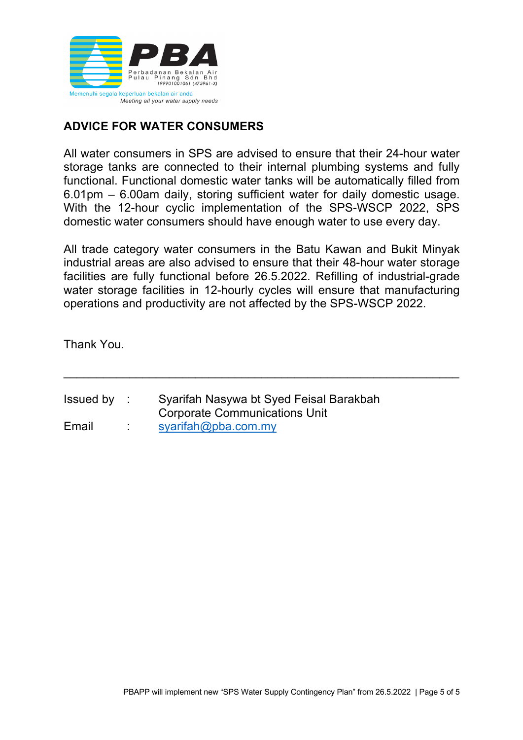## ADVICE FOR WATER CONSUMERS

All water consumers in SPS are advised to ensure that their 24-hour water storage tanks are connected to their internal plumbing systems and fully functional. Functional domestic water tanks will be automatically filled from 6.01pm – 6.00am daily, storing sufficient water for daily domestic usage. With the 12-hour cyclic implementation of the SPS-WSCP 2022, SPS domestic water consumers should have enough water to use every day.

All trade category water consumers in the Batu Kawan and Bukit Minyak industrial areas are also advised to ensure that their 48-hour water storage facilities are fully functional before 26.5.2022. Refilling of industrial-grade water storage facilities in 12-hourly cycles will ensure that manufacturing operations and productivity are not affected by the SPS-WSCP 2022.

Thank You.

---

Issued by : Syarifah Nasywa bt Syed Feisal Barakbah
Corporate Communications Unit

Email : syarifah@pba.com.my